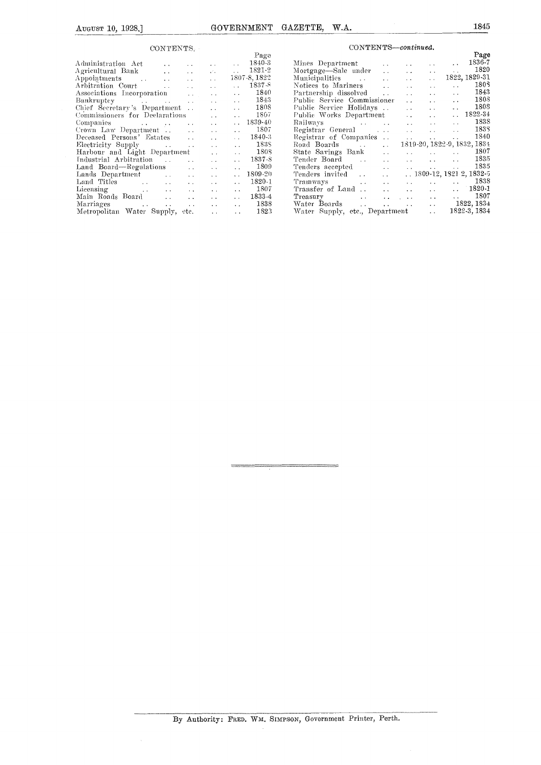## CONTENTS.

| | Page |
|---|---|
| Administration Act | 1840-3 |
| Agricultural Bank | 1821-2 |
| Appointments | 1807-8, 1822 |
| Arbitration Court | 1837-8 |
| Associations Incorporation | 1840 |
| Bankruptcy | 1843 |
| Chief Secretary's Department | 1808 |
| Commissioners for Declarations | 1807 |
| Companies | 1839-40 |
| Crown Law Department | 1807 |
| Deceased Persons' Estates | 1840-3 |
| Electricity Supply | 1838 |
| Harbour and Light Department | 1808 |
| Industrial Arbitration | 1837-8 |
| Land Board—Regulations | 1809 |
| Lands Department | 1809-20 |
| Land Titles | 1820-1 |
| Licensing | 1807 |
| Main Roads Board | 1833-4 |
| Marriages | 1838 |
| Metropolitan Water Supply, etc. | 1823 |

## CONTENTS—*continued.*

| | Page |
|---|---|
| Mines Department | 1836-7 |
| Mortgage—Sale under | 1820 |
| Municipalities | 1822, 1829-31 |
| Notices to Mariners | 1808 |
| Partnership dissolved | 1843 |
| Public Service Commissioner | 1808 |
| Public Service Holidays | 1808 |
| Public Works Department | 1822-34 |
| Railways | 1838 |
| Registrar General | 1838 |
| Registrar of Companies | 1840 |
| Road Boards | 1819-20, 1822-9, 1832, 1834 |
| State Savings Bank | 1807 |
| Tender Board | 1835 |
| Tenders accepted | 1835 |
| Tenders invited | 1809-12, 1821 2, 1832-5 |
| Tramways | 1838 |
| Transfer of Land | 1820-1 |
| Treasury | 1807 |
| Water Boards | 1822, 1834 |
| Water Supply, etc., Department | 1822-3, 1834 |

---

By Authority: FRED. WM. SIMPSON, Government Printer, Perth.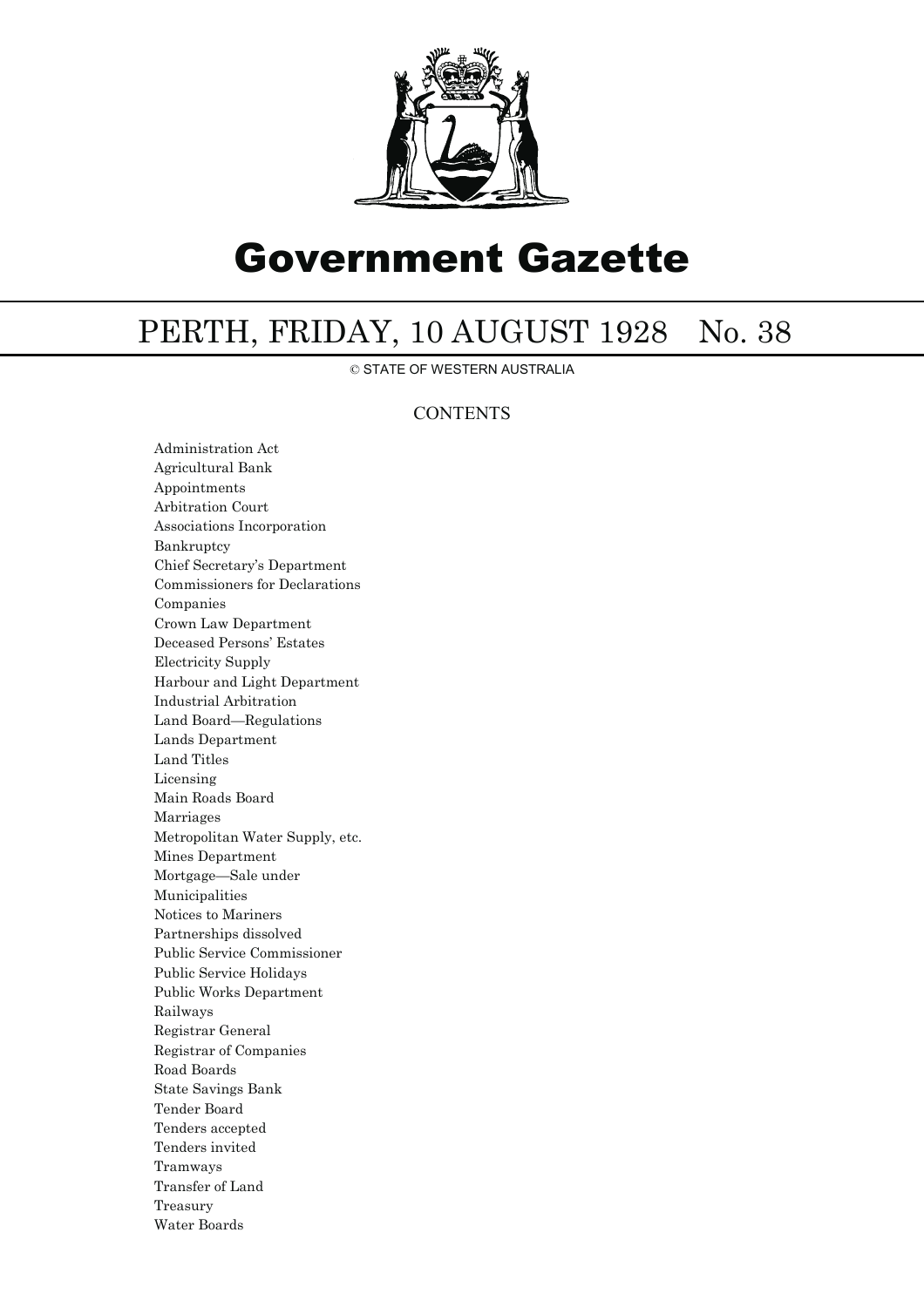# Government Gazette

## PERTH, FRIDAY, 10 AUGUST 1928 No. 38

© STATE OF WESTERN AUSTRALIA

### CONTENTS

Administration Act
Agricultural Bank
Appointments
Arbitration Court
Associations Incorporation
Bankruptcy
Chief Secretary's Department
Commissioners for Declarations
Companies
Crown Law Department
Deceased Persons' Estates
Electricity Supply
Harbour and Light Department
Industrial Arbitration
Land Board—Regulations
Lands Department
Land Titles
Licensing
Main Roads Board
Marriages
Metropolitan Water Supply, etc.
Mines Department
Mortgage—Sale under
Municipalities
Notices to Mariners
Partnerships dissolved
Public Service Commissioner
Public Service Holidays
Public Works Department
Railways
Registrar General
Registrar of Companies
Road Boards
State Savings Bank
Tender Board
Tenders accepted
Tenders invited
Tramways
Transfer of Land
Treasury
Water Boards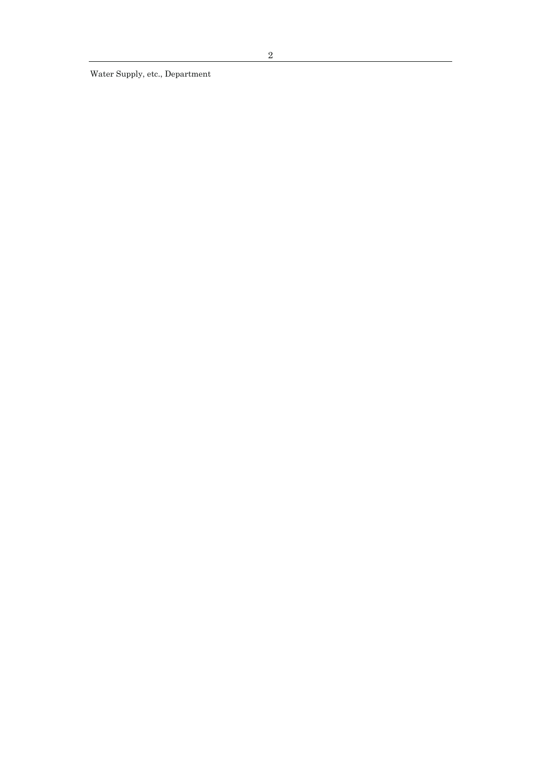Water Supply, etc., Department